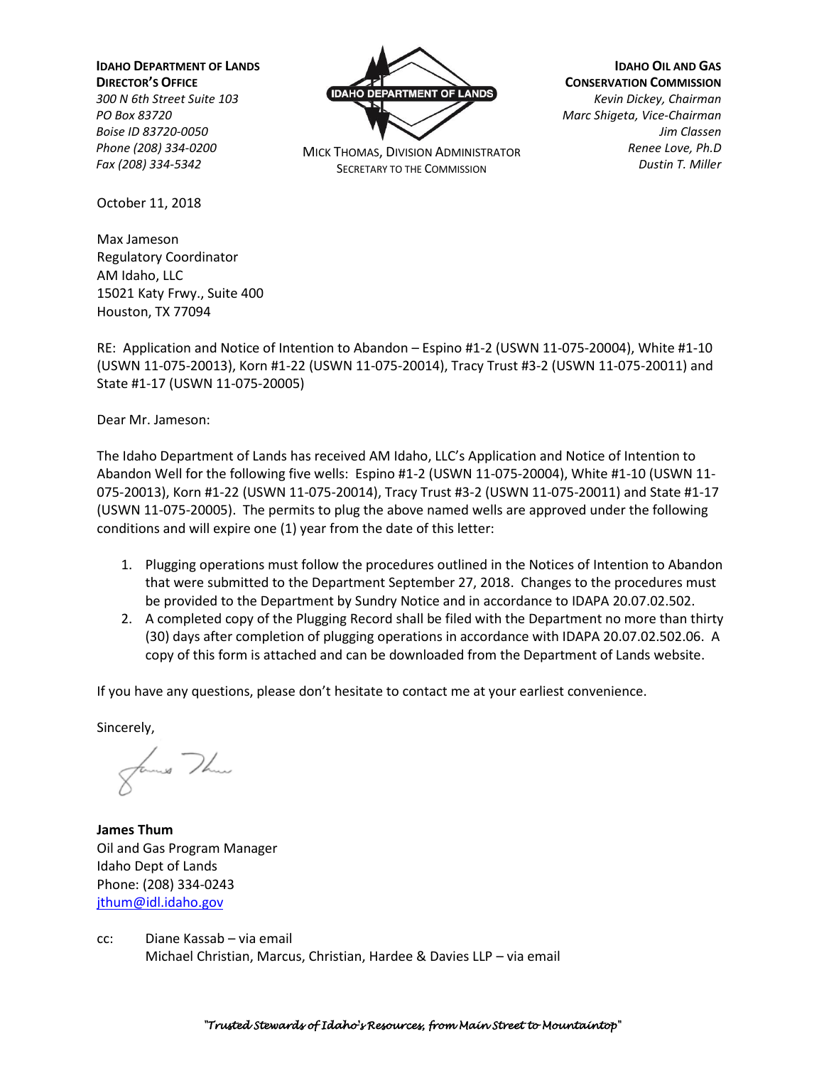**IDAHO DEPARTMENT OF LANDS**
**DIRECTOR'S OFFICE**
*300 N 6th Street Suite 103*
*PO Box 83720*
*Boise ID 83720-0050*
*Phone (208) 334-0200*
*Fax (208) 334-5342*

IDAHO DEPARTMENT OF LANDS

MICK THOMAS, DIVISION ADMINISTRATOR
SECRETARY TO THE COMMISSION

**IDAHO OIL AND GAS CONSERVATION COMMISSION**
*Kevin Dickey, Chairman*
*Marc Shigeta, Vice-Chairman*
*Jim Classen*
*Renee Love, Ph.D*
*Dustin T. Miller*

October 11, 2018

Max Jameson
Regulatory Coordinator
AM Idaho, LLC
15021 Katy Frwy., Suite 400
Houston, TX 77094

RE: Application and Notice of Intention to Abandon – Espino #1-2 (USWN 11-075-20004), White #1-10 (USWN 11-075-20013), Korn #1-22 (USWN 11-075-20014), Tracy Trust #3-2 (USWN 11-075-20011) and State #1-17 (USWN 11-075-20005)

Dear Mr. Jameson:

The Idaho Department of Lands has received AM Idaho, LLC's Application and Notice of Intention to Abandon Well for the following five wells: Espino #1-2 (USWN 11-075-20004), White #1-10 (USWN 11-075-20013), Korn #1-22 (USWN 11-075-20014), Tracy Trust #3-2 (USWN 11-075-20011) and State #1-17 (USWN 11-075-20005). The permits to plug the above named wells are approved under the following conditions and will expire one (1) year from the date of this letter:

1. Plugging operations must follow the procedures outlined in the Notices of Intention to Abandon that were submitted to the Department September 27, 2018. Changes to the procedures must be provided to the Department by Sundry Notice and in accordance to IDAPA 20.07.02.502.
2. A completed copy of the Plugging Record shall be filed with the Department no more than thirty (30) days after completion of plugging operations in accordance with IDAPA 20.07.02.502.06. A copy of this form is attached and can be downloaded from the Department of Lands website.

If you have any questions, please don't hesitate to contact me at your earliest convenience.

Sincerely,

**James Thum**
Oil and Gas Program Manager
Idaho Dept of Lands
Phone: (208) 334-0243
jthum@idl.idaho.gov

cc: Diane Kassab – via email
Michael Christian, Marcus, Christian, Hardee & Davies LLP – via email

*"Trusted Stewards of Idaho's Resources, from Main Street to Mountaintop"*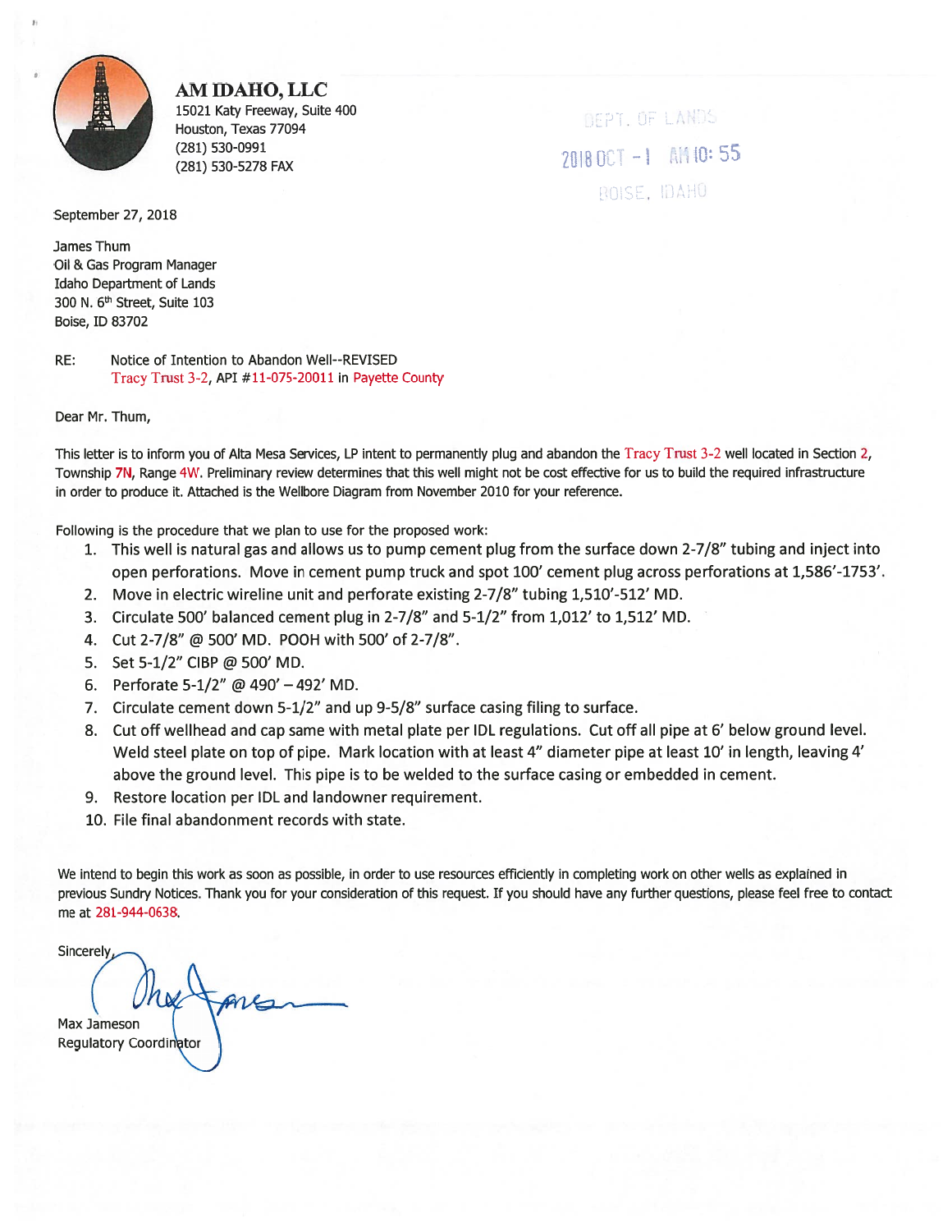**AM IDAHO, LLC**
15021 Katy Freeway, Suite 400
Houston, Texas 77094
(281) 530-0991
(281) 530-5278 FAX

DEPT. OF LANDS
2018 OCT -1 AM 10: 55
BOISE, IDAHO

September 27, 2018

James Thum
Oil & Gas Program Manager
Idaho Department of Lands
300 N. 6th Street, Suite 103
Boise, ID 83702

RE: Notice of Intention to Abandon Well--REVISED
Tracy Trust 3-2, API #11-075-20011 in Payette County

Dear Mr. Thum,

This letter is to inform you of Alta Mesa Services, LP intent to permanently plug and abandon the Tracy Trust 3-2 well located in Section 2, Township 7N, Range 4W. Preliminary review determines that this well might not be cost effective for us to build the required infrastructure in order to produce it. Attached is the Wellbore Diagram from November 2010 for your reference.

Following is the procedure that we plan to use for the proposed work:

1. This well is natural gas and allows us to pump cement plug from the surface down 2-7/8" tubing and inject into open perforations. Move in cement pump truck and spot 100' cement plug across perforations at 1,586'-1753'.
2. Move in electric wireline unit and perforate existing 2-7/8" tubing 1,510'-512' MD.
3. Circulate 500' balanced cement plug in 2-7/8" and 5-1/2" from 1,012' to 1,512' MD.
4. Cut 2-7/8" @ 500' MD. POOH with 500' of 2-7/8".
5. Set 5-1/2" CIBP @ 500' MD.
6. Perforate 5-1/2" @ 490' – 492' MD.
7. Circulate cement down 5-1/2" and up 9-5/8" surface casing filing to surface.
8. Cut off wellhead and cap same with metal plate per IDL regulations. Cut off all pipe at 6' below ground level. Weld steel plate on top of pipe. Mark location with at least 4" diameter pipe at least 10' in length, leaving 4' above the ground level. This pipe is to be welded to the surface casing or embedded in cement.
9. Restore location per IDL and landowner requirement.
10. File final abandonment records with state.

We intend to begin this work as soon as possible, in order to use resources efficiently in completing work on other wells as explained in previous Sundry Notices. Thank you for your consideration of this request. If you should have any further questions, please feel free to contact me at 281-944-0638.

Sincerely,

Max Jameson
Regulatory Coordinator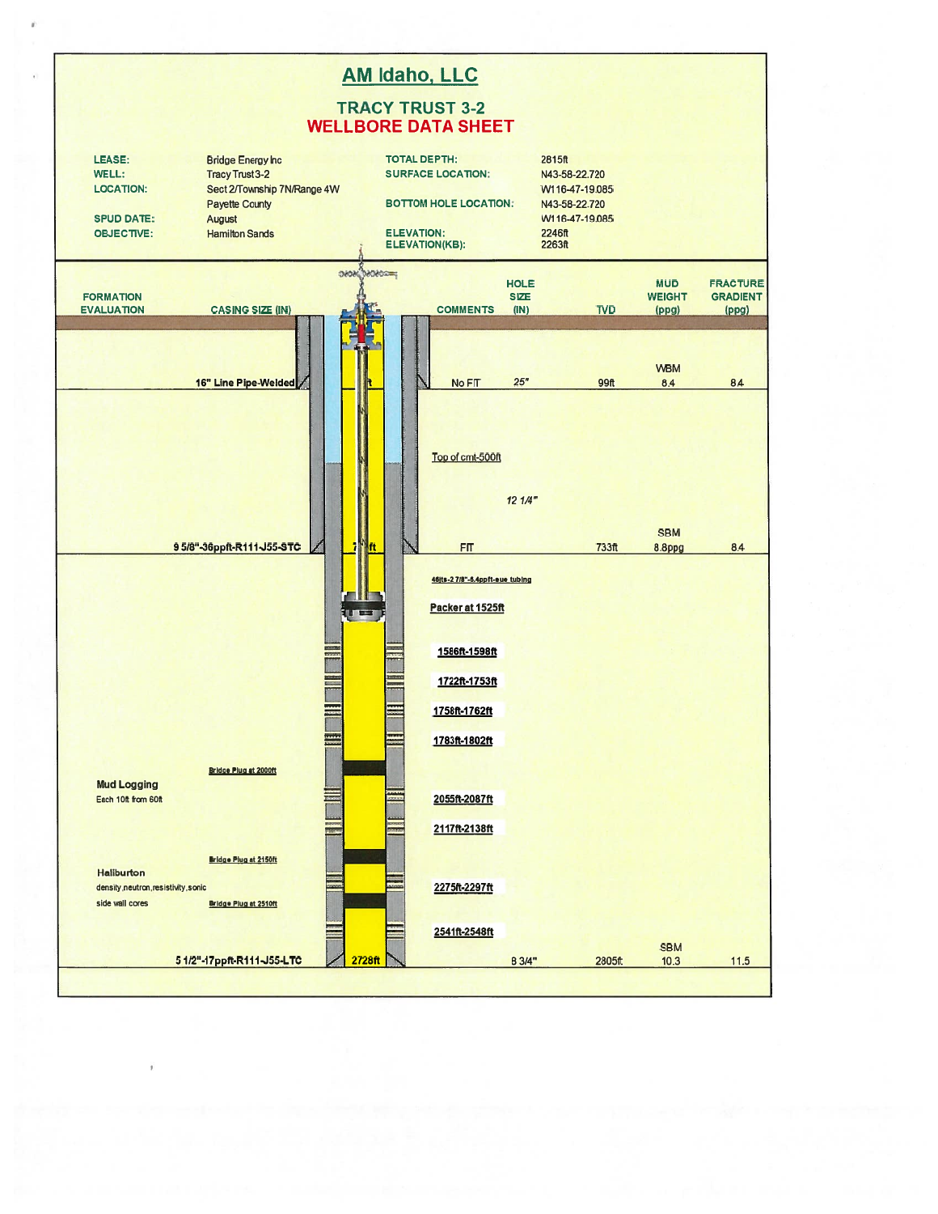# AM Idaho, LLC

## TRACY TRUST 3-2

## WELLBORE DATA SHEET

| | | | |
|---|---|---|---|
| **LEASE:** | Bridge Energy Inc | **TOTAL DEPTH:** | 2815ft |
| **WELL:** | Tracy Trust 3-2 | **SURFACE LOCATION:** | N43-58-22.720 |
| **LOCATION:** | Sect 2/Township 7N/Range 4W | | W116-47-19.085 |
| | Payette County | **BOTTOM HOLE LOCATION:** | N43-58-22.720 |
| **SPUD DATE:** | August | | W116-47-19.085 |
| **OBJECTIVE:** | Hamilton Sands | **ELEVATION:** | 2246ft |
| | | **ELEVATION(KB):** | 2263ft |

| FORMATION EVALUATION | CASING SIZE (IN) | COMMENTS | HOLE SIZE (IN) | TVD | MUD WEIGHT (ppg) | FRACTURE GRADIENT (ppg) |
|---|---|---|---|---|---|---|
| | 16" Line Pipe-Welded | No FIT | 25" | 99ft | WBM 8.4 | 8.4 |
| | | Top of cmt-500ft | | | | |
| | 9 5/8"-36ppft-R111-J55-STC | FIT | 12 1/4" | 733ft | SBM 8.8ppg | 8.4 |
| | | 46jts-2 7/8"-6.4ppft-eue tubing | | | | |
| | | Packer at 1525ft | | | | |
| | | 1586ft-1598ft | | | | |
| | | 1722ft-1753ft | | | | |
| | | 1758ft-1762ft | | | | |
| | | 1783ft-1802ft | | | | |
| Mud Logging<br>Each 10ft from 60ft | Bridge Plug at 2000ft | | | | | |
| | | 2055ft-2087ft | | | | |
| | | 2117ft-2138ft | | | | |
| Halliburton<br>density,neutron,resistivity,sonic<br>side wall cores | Bridge Plug at 2150ft | | | | | |
| | | 2275ft-2297ft | | | | |
| | Bridge Plug at 2510ft | | | | | |
| | | 2541ft-2548ft | | | | |
| | 5 1/2"-17ppft-R111-J55-LTC (2728ft) | | 8 3/4" | 2805ft | SBM 10.3 | 11.5 |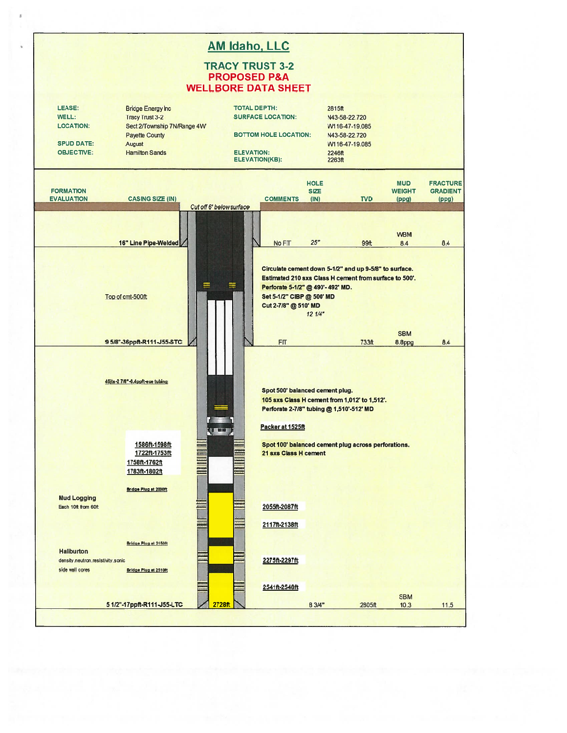# AM Idaho, LLC

## TRACY TRUST 3-2
## PROPOSED P&A
## WELLBORE DATA SHEET

| | | | |
|---|---|---|---|
| **LEASE:** | Bridge Energy Inc | **TOTAL DEPTH:** | 2815ft |
| **WELL:** | Tracy Trust 3-2 | **SURFACE LOCATION:** | N43-58-22.720 |
| **LOCATION:** | Sect 2/Township 7N/Range 4W | | W116-47-19.085 |
| | Payette County | **BOTTOM HOLE LOCATION:** | N43-58-22.720 |
| **SPUD DATE:** | August | | W116-47-19.085 |
| **OBJECTIVE:** | Hamilton Sands | **ELEVATION:** | 2246ft |
| | | **ELEVATION(KB):** | 2263ft |

| FORMATION EVALUATION | CASING SIZE (IN) | COMMENTS | HOLE SIZE (IN) | TVD | MUD WEIGHT (ppg) | FRACTURE GRADIENT (ppg) |
|---|---|---|---|---|---|---|
| | 16" Line Pipe-Welded | No FIT | 25" | 99ft | WBM 8.4 | 8.4 |
| | 9 5/8"-36ppft-R111-J55-STC | FIT | 12 1/4" | 733ft | SBM 8.8ppg | 8.4 |
| | 5 1/2"-17ppft-R111-J55-LTC | | 8 3/4" | 2805ft | SBM 10.3 | 11.5 |

*Cut off 6' below surface*

Top of cmt-500ft

**Circulate cement down 5-1/2" and up 9-5/8" to surface.**
**Estimated 210 sxs Class H cement from surface to 500'.**
**Perforate 5-1/2" @ 490'- 492' MD.**
**Set 5-1/2" CIBP @ 500' MD**
**Cut 2-7/8" @ 510' MD**

46jts-2 7/8"-6.4ppft-eue tubing

**Spot 500' balanced cement plug.**
**105 sxs Class H cement from 1,012' to 1,512'.**
**Perforate 2-7/8" tubing @ 1,510'-512' MD**

Packer at 1525ft

1586ft-1598ft
1722ft-1753ft
1758ft-1762ft
1783ft-1802ft

**Spot 100' balanced cement plug across perforations.**
**21 sxs Class H cement**

Bridge Plug at 2000ft

**Mud Logging**
Each 10ft from 60ft

2055ft-2087ft

2117ft-2138ft

Bridge Plug at 2150ft

**Halliburton**
density,neutron,resistivity,sonic
side wall cores

2275ft-2297ft

Bridge Plug at 2510ft

2541ft-2548ft

2728ft